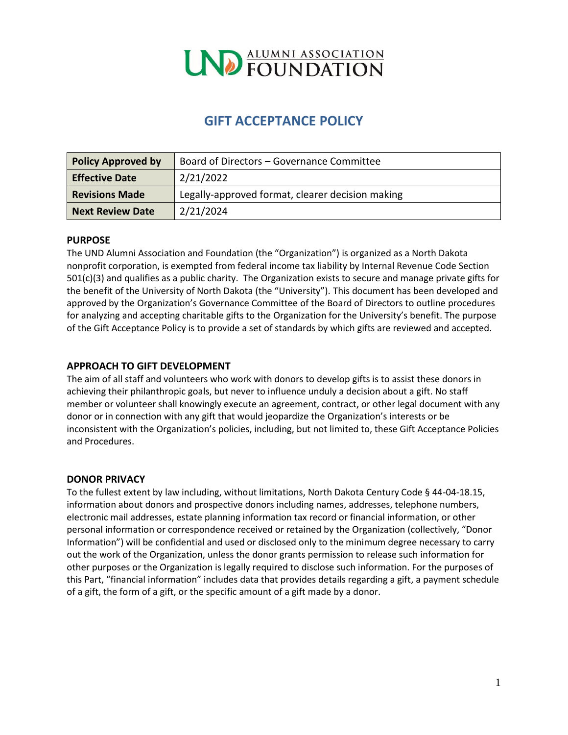UND ALUMNI ASSOCIATION FOUNDATION

# GIFT ACCEPTANCE POLICY

| Policy Approved by | Board of Directors – Governance Committee |
|---|---|
| Effective Date | 2/21/2022 |
| Revisions Made | Legally-approved format, clearer decision making |
| Next Review Date | 2/21/2024 |

## PURPOSE

The UND Alumni Association and Foundation (the "Organization") is organized as a North Dakota nonprofit corporation, is exempted from federal income tax liability by Internal Revenue Code Section 501(c)(3) and qualifies as a public charity. The Organization exists to secure and manage private gifts for the benefit of the University of North Dakota (the "University"). This document has been developed and approved by the Organization's Governance Committee of the Board of Directors to outline procedures for analyzing and accepting charitable gifts to the Organization for the University's benefit. The purpose of the Gift Acceptance Policy is to provide a set of standards by which gifts are reviewed and accepted.

## APPROACH TO GIFT DEVELOPMENT

The aim of all staff and volunteers who work with donors to develop gifts is to assist these donors in achieving their philanthropic goals, but never to influence unduly a decision about a gift. No staff member or volunteer shall knowingly execute an agreement, contract, or other legal document with any donor or in connection with any gift that would jeopardize the Organization's interests or be inconsistent with the Organization's policies, including, but not limited to, these Gift Acceptance Policies and Procedures.

## DONOR PRIVACY

To the fullest extent by law including, without limitations, North Dakota Century Code § 44-04-18.15, information about donors and prospective donors including names, addresses, telephone numbers, electronic mail addresses, estate planning information tax record or financial information, or other personal information or correspondence received or retained by the Organization (collectively, "Donor Information") will be confidential and used or disclosed only to the minimum degree necessary to carry out the work of the Organization, unless the donor grants permission to release such information for other purposes or the Organization is legally required to disclose such information. For the purposes of this Part, "financial information" includes data that provides details regarding a gift, a payment schedule of a gift, the form of a gift, or the specific amount of a gift made by a donor.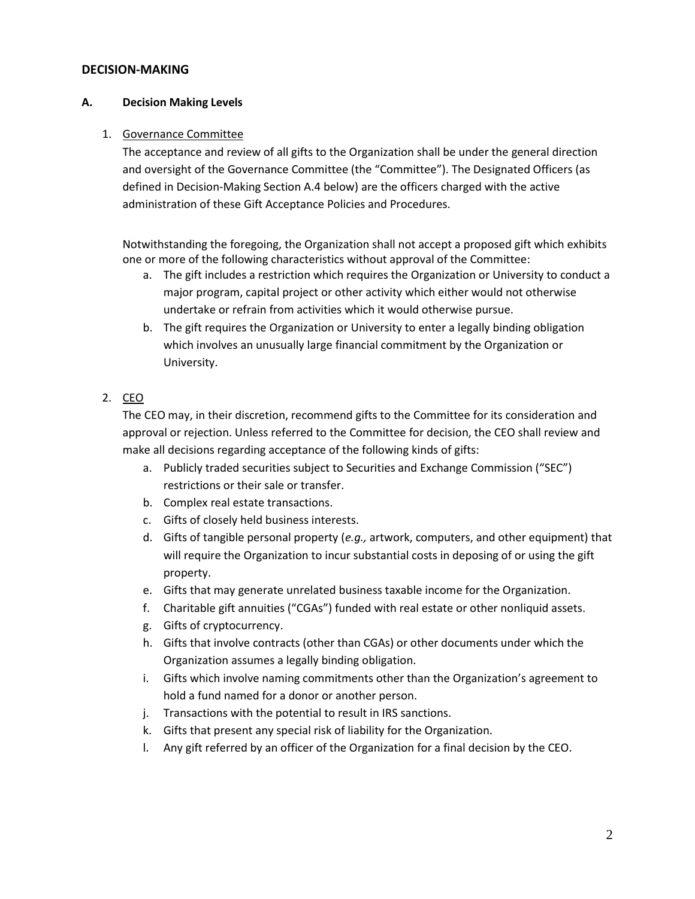## DECISION-MAKING

### A. Decision Making Levels

1. Governance Committee

   The acceptance and review of all gifts to the Organization shall be under the general direction and oversight of the Governance Committee (the "Committee"). The Designated Officers (as defined in Decision-Making Section A.4 below) are the officers charged with the active administration of these Gift Acceptance Policies and Procedures.

   Notwithstanding the foregoing, the Organization shall not accept a proposed gift which exhibits one or more of the following characteristics without approval of the Committee:

   a. The gift includes a restriction which requires the Organization or University to conduct a major program, capital project or other activity which either would not otherwise undertake or refrain from activities which it would otherwise pursue.
   b. The gift requires the Organization or University to enter a legally binding obligation which involves an unusually large financial commitment by the Organization or University.

2. CEO

   The CEO may, in their discretion, recommend gifts to the Committee for its consideration and approval or rejection. Unless referred to the Committee for decision, the CEO shall review and make all decisions regarding acceptance of the following kinds of gifts:

   a. Publicly traded securities subject to Securities and Exchange Commission ("SEC") restrictions or their sale or transfer.
   b. Complex real estate transactions.
   c. Gifts of closely held business interests.
   d. Gifts of tangible personal property (*e.g.,* artwork, computers, and other equipment) that will require the Organization to incur substantial costs in deposing of or using the gift property.
   e. Gifts that may generate unrelated business taxable income for the Organization.
   f. Charitable gift annuities ("CGAs") funded with real estate or other nonliquid assets.
   g. Gifts of cryptocurrency.
   h. Gifts that involve contracts (other than CGAs) or other documents under which the Organization assumes a legally binding obligation.
   i. Gifts which involve naming commitments other than the Organization's agreement to hold a fund named for a donor or another person.
   j. Transactions with the potential to result in IRS sanctions.
   k. Gifts that present any special risk of liability for the Organization.
   l. Any gift referred by an officer of the Organization for a final decision by the CEO.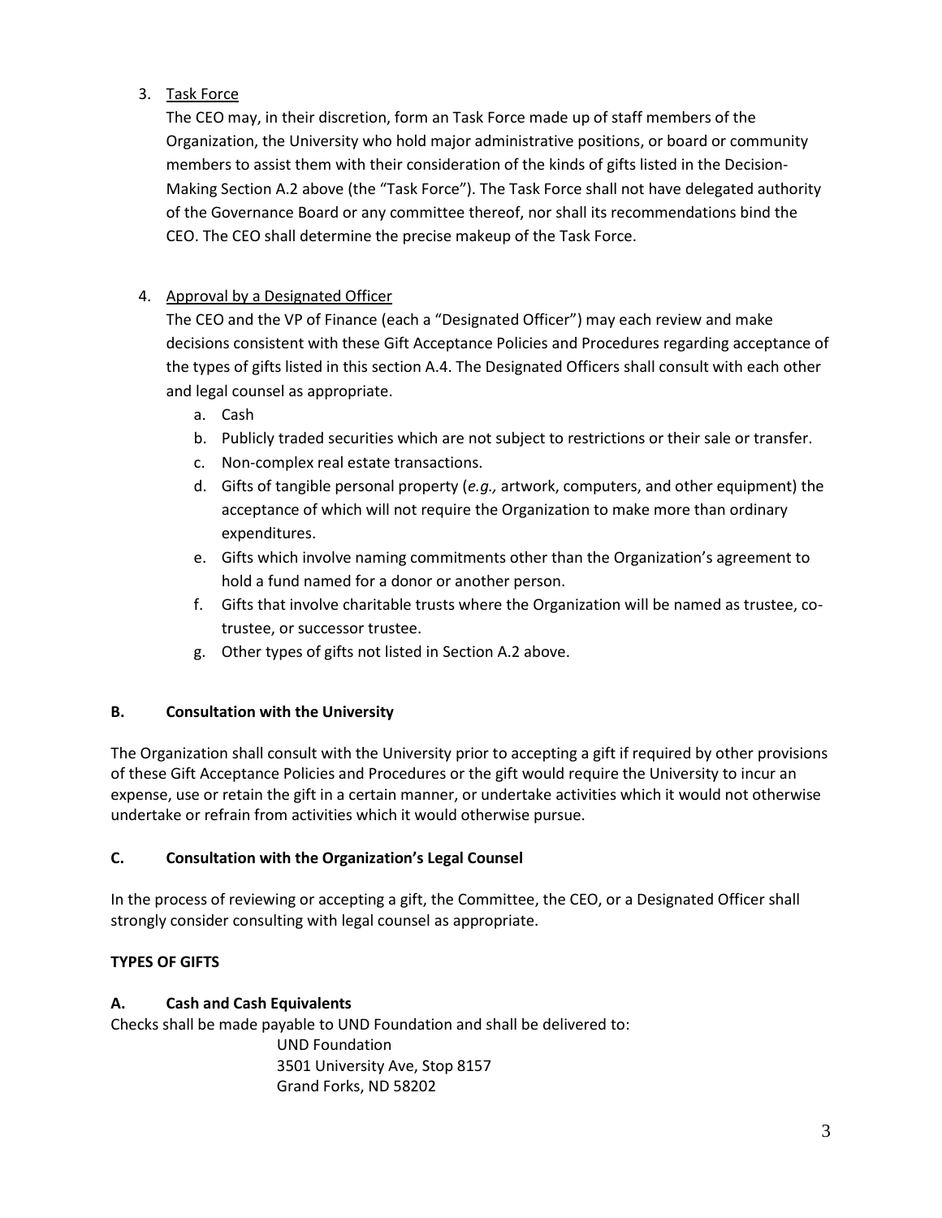3. Task Force

   The CEO may, in their discretion, form an Task Force made up of staff members of the Organization, the University who hold major administrative positions, or board or community members to assist them with their consideration of the kinds of gifts listed in the Decision-Making Section A.2 above (the "Task Force"). The Task Force shall not have delegated authority of the Governance Board or any committee thereof, nor shall its recommendations bind the CEO. The CEO shall determine the precise makeup of the Task Force.

4. Approval by a Designated Officer

   The CEO and the VP of Finance (each a "Designated Officer") may each review and make decisions consistent with these Gift Acceptance Policies and Procedures regarding acceptance of the types of gifts listed in this section A.4. The Designated Officers shall consult with each other and legal counsel as appropriate.

   a. Cash
   b. Publicly traded securities which are not subject to restrictions or their sale or transfer.
   c. Non-complex real estate transactions.
   d. Gifts of tangible personal property (*e.g.,* artwork, computers, and other equipment) the acceptance of which will not require the Organization to make more than ordinary expenditures.
   e. Gifts which involve naming commitments other than the Organization's agreement to hold a fund named for a donor or another person.
   f. Gifts that involve charitable trusts where the Organization will be named as trustee, co-trustee, or successor trustee.
   g. Other types of gifts not listed in Section A.2 above.

**B. Consultation with the University**

The Organization shall consult with the University prior to accepting a gift if required by other provisions of these Gift Acceptance Policies and Procedures or the gift would require the University to incur an expense, use or retain the gift in a certain manner, or undertake activities which it would not otherwise undertake or refrain from activities which it would otherwise pursue.

**C. Consultation with the Organization's Legal Counsel**

In the process of reviewing or accepting a gift, the Committee, the CEO, or a Designated Officer shall strongly consider consulting with legal counsel as appropriate.

**TYPES OF GIFTS**

**A. Cash and Cash Equivalents**

Checks shall be made payable to UND Foundation and shall be delivered to:

UND Foundation
3501 University Ave, Stop 8157
Grand Forks, ND 58202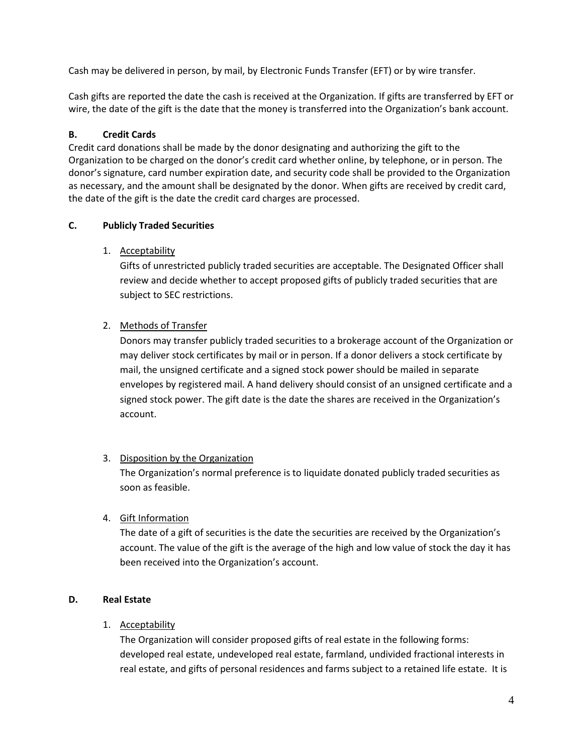Cash may be delivered in person, by mail, by Electronic Funds Transfer (EFT) or by wire transfer.

Cash gifts are reported the date the cash is received at the Organization. If gifts are transferred by EFT or wire, the date of the gift is the date that the money is transferred into the Organization's bank account.

**B. Credit Cards**

Credit card donations shall be made by the donor designating and authorizing the gift to the Organization to be charged on the donor's credit card whether online, by telephone, or in person. The donor's signature, card number expiration date, and security code shall be provided to the Organization as necessary, and the amount shall be designated by the donor. When gifts are received by credit card, the date of the gift is the date the credit card charges are processed.

**C. Publicly Traded Securities**

1. <u>Acceptability</u>

   Gifts of unrestricted publicly traded securities are acceptable. The Designated Officer shall review and decide whether to accept proposed gifts of publicly traded securities that are subject to SEC restrictions.

2. <u>Methods of Transfer</u>

   Donors may transfer publicly traded securities to a brokerage account of the Organization or may deliver stock certificates by mail or in person. If a donor delivers a stock certificate by mail, the unsigned certificate and a signed stock power should be mailed in separate envelopes by registered mail. A hand delivery should consist of an unsigned certificate and a signed stock power. The gift date is the date the shares are received in the Organization's account.

3. <u>Disposition by the Organization</u>

   The Organization's normal preference is to liquidate donated publicly traded securities as soon as feasible.

4. <u>Gift Information</u>

   The date of a gift of securities is the date the securities are received by the Organization's account. The value of the gift is the average of the high and low value of stock the day it has been received into the Organization's account.

**D. Real Estate**

1. <u>Acceptability</u>

   The Organization will consider proposed gifts of real estate in the following forms: developed real estate, undeveloped real estate, farmland, undivided fractional interests in real estate, and gifts of personal residences and farms subject to a retained life estate. It is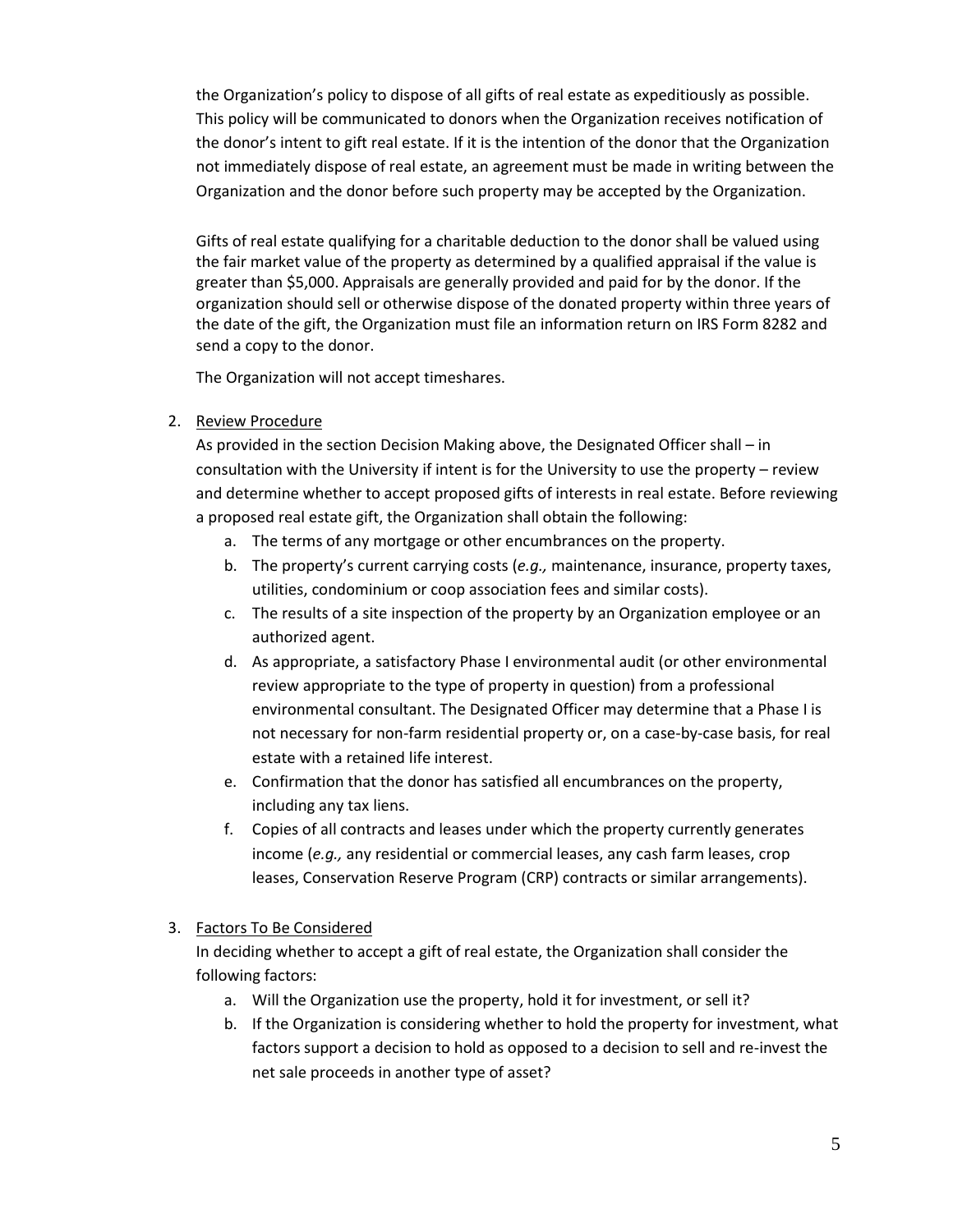the Organization's policy to dispose of all gifts of real estate as expeditiously as possible. This policy will be communicated to donors when the Organization receives notification of the donor's intent to gift real estate. If it is the intention of the donor that the Organization not immediately dispose of real estate, an agreement must be made in writing between the Organization and the donor before such property may be accepted by the Organization.

Gifts of real estate qualifying for a charitable deduction to the donor shall be valued using the fair market value of the property as determined by a qualified appraisal if the value is greater than $5,000. Appraisals are generally provided and paid for by the donor. If the organization should sell or otherwise dispose of the donated property within three years of the date of the gift, the Organization must file an information return on IRS Form 8282 and send a copy to the donor.

The Organization will not accept timeshares.

2. Review Procedure
   As provided in the section Decision Making above, the Designated Officer shall – in consultation with the University if intent is for the University to use the property – review and determine whether to accept proposed gifts of interests in real estate. Before reviewing a proposed real estate gift, the Organization shall obtain the following:
   a. The terms of any mortgage or other encumbrances on the property.
   b. The property's current carrying costs (*e.g.,* maintenance, insurance, property taxes, utilities, condominium or coop association fees and similar costs).
   c. The results of a site inspection of the property by an Organization employee or an authorized agent.
   d. As appropriate, a satisfactory Phase I environmental audit (or other environmental review appropriate to the type of property in question) from a professional environmental consultant. The Designated Officer may determine that a Phase I is not necessary for non-farm residential property or, on a case-by-case basis, for real estate with a retained life interest.
   e. Confirmation that the donor has satisfied all encumbrances on the property, including any tax liens.
   f. Copies of all contracts and leases under which the property currently generates income (*e.g.,* any residential or commercial leases, any cash farm leases, crop leases, Conservation Reserve Program (CRP) contracts or similar arrangements).

3. Factors To Be Considered
   In deciding whether to accept a gift of real estate, the Organization shall consider the following factors:
   a. Will the Organization use the property, hold it for investment, or sell it?
   b. If the Organization is considering whether to hold the property for investment, what factors support a decision to hold as opposed to a decision to sell and re-invest the net sale proceeds in another type of asset?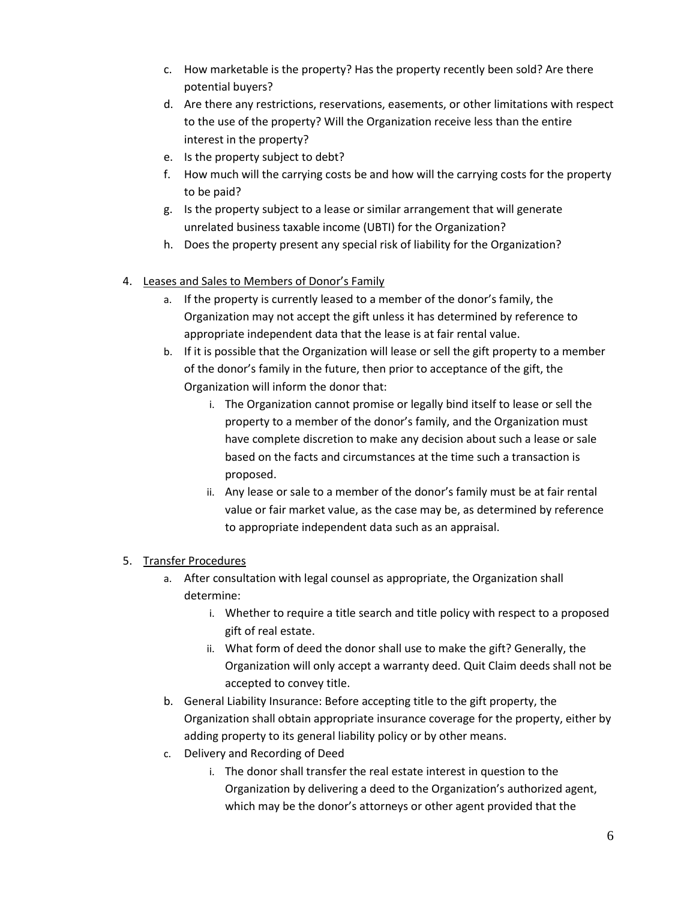c. How marketable is the property? Has the property recently been sold? Are there potential buyers?
d. Are there any restrictions, reservations, easements, or other limitations with respect to the use of the property? Will the Organization receive less than the entire interest in the property?
e. Is the property subject to debt?
f. How much will the carrying costs be and how will the carrying costs for the property to be paid?
g. Is the property subject to a lease or similar arrangement that will generate unrelated business taxable income (UBTI) for the Organization?
h. Does the property present any special risk of liability for the Organization?

4. Leases and Sales to Members of Donor's Family
    a. If the property is currently leased to a member of the donor's family, the Organization may not accept the gift unless it has determined by reference to appropriate independent data that the lease is at fair rental value.
    b. If it is possible that the Organization will lease or sell the gift property to a member of the donor's family in the future, then prior to acceptance of the gift, the Organization will inform the donor that:
        i. The Organization cannot promise or legally bind itself to lease or sell the property to a member of the donor's family, and the Organization must have complete discretion to make any decision about such a lease or sale based on the facts and circumstances at the time such a transaction is proposed.
        ii. Any lease or sale to a member of the donor's family must be at fair rental value or fair market value, as the case may be, as determined by reference to appropriate independent data such as an appraisal.

5. Transfer Procedures
    a. After consultation with legal counsel as appropriate, the Organization shall determine:
        i. Whether to require a title search and title policy with respect to a proposed gift of real estate.
        ii. What form of deed the donor shall use to make the gift? Generally, the Organization will only accept a warranty deed. Quit Claim deeds shall not be accepted to convey title.
    b. General Liability Insurance: Before accepting title to the gift property, the Organization shall obtain appropriate insurance coverage for the property, either by adding property to its general liability policy or by other means.
    c. Delivery and Recording of Deed
        i. The donor shall transfer the real estate interest in question to the Organization by delivering a deed to the Organization's authorized agent, which may be the donor's attorneys or other agent provided that the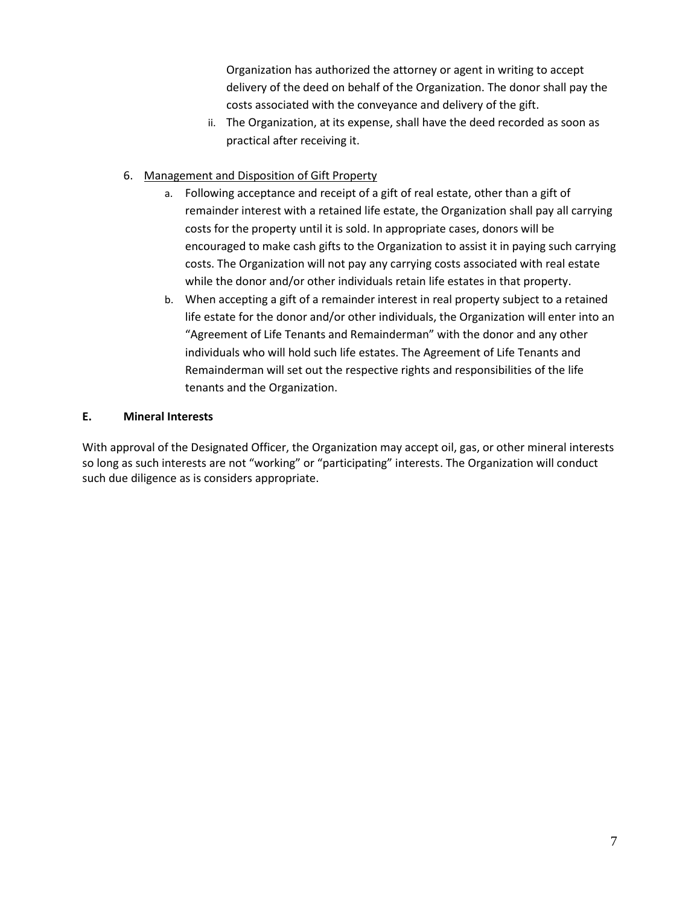Organization has authorized the attorney or agent in writing to accept delivery of the deed on behalf of the Organization. The donor shall pay the costs associated with the conveyance and delivery of the gift.

ii. The Organization, at its expense, shall have the deed recorded as soon as practical after receiving it.

6. Management and Disposition of Gift Property
   a. Following acceptance and receipt of a gift of real estate, other than a gift of remainder interest with a retained life estate, the Organization shall pay all carrying costs for the property until it is sold. In appropriate cases, donors will be encouraged to make cash gifts to the Organization to assist it in paying such carrying costs. The Organization will not pay any carrying costs associated with real estate while the donor and/or other individuals retain life estates in that property.
   b. When accepting a gift of a remainder interest in real property subject to a retained life estate for the donor and/or other individuals, the Organization will enter into an "Agreement of Life Tenants and Remainderman" with the donor and any other individuals who will hold such life estates. The Agreement of Life Tenants and Remainderman will set out the respective rights and responsibilities of the life tenants and the Organization.

**E. Mineral Interests**

With approval of the Designated Officer, the Organization may accept oil, gas, or other mineral interests so long as such interests are not "working" or "participating" interests. The Organization will conduct such due diligence as is considers appropriate.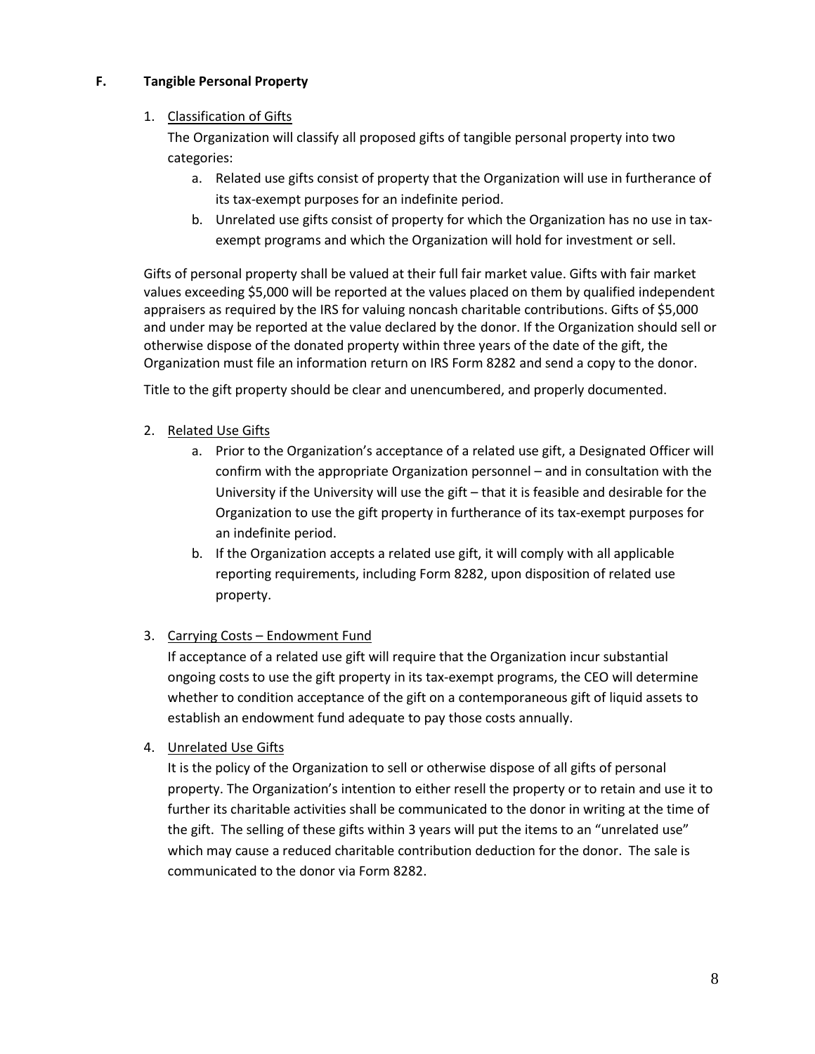### F. Tangible Personal Property

1. Classification of Gifts

   The Organization will classify all proposed gifts of tangible personal property into two categories:

   a. Related use gifts consist of property that the Organization will use in furtherance of its tax-exempt purposes for an indefinite period.

   b. Unrelated use gifts consist of property for which the Organization has no use in tax-exempt programs and which the Organization will hold for investment or sell.

   Gifts of personal property shall be valued at their full fair market value. Gifts with fair market values exceeding $5,000 will be reported at the values placed on them by qualified independent appraisers as required by the IRS for valuing noncash charitable contributions. Gifts of $5,000 and under may be reported at the value declared by the donor. If the Organization should sell or otherwise dispose of the donated property within three years of the date of the gift, the Organization must file an information return on IRS Form 8282 and send a copy to the donor.

   Title to the gift property should be clear and unencumbered, and properly documented.

2. Related Use Gifts

   a. Prior to the Organization's acceptance of a related use gift, a Designated Officer will confirm with the appropriate Organization personnel – and in consultation with the University if the University will use the gift – that it is feasible and desirable for the Organization to use the gift property in furtherance of its tax-exempt purposes for an indefinite period.

   b. If the Organization accepts a related use gift, it will comply with all applicable reporting requirements, including Form 8282, upon disposition of related use property.

3. Carrying Costs – Endowment Fund

   If acceptance of a related use gift will require that the Organization incur substantial ongoing costs to use the gift property in its tax-exempt programs, the CEO will determine whether to condition acceptance of the gift on a contemporaneous gift of liquid assets to establish an endowment fund adequate to pay those costs annually.

4. Unrelated Use Gifts

   It is the policy of the Organization to sell or otherwise dispose of all gifts of personal property. The Organization's intention to either resell the property or to retain and use it to further its charitable activities shall be communicated to the donor in writing at the time of the gift. The selling of these gifts within 3 years will put the items to an "unrelated use" which may cause a reduced charitable contribution deduction for the donor. The sale is communicated to the donor via Form 8282.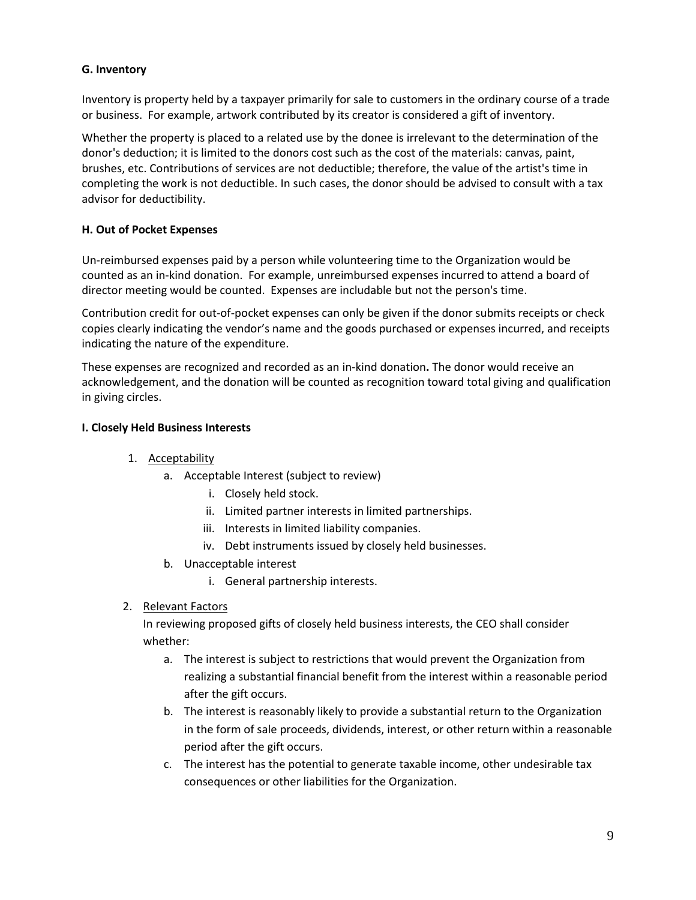**G. Inventory**

Inventory is property held by a taxpayer primarily for sale to customers in the ordinary course of a trade or business. For example, artwork contributed by its creator is considered a gift of inventory.

Whether the property is placed to a related use by the donee is irrelevant to the determination of the donor's deduction; it is limited to the donors cost such as the cost of the materials: canvas, paint, brushes, etc. Contributions of services are not deductible; therefore, the value of the artist's time in completing the work is not deductible. In such cases, the donor should be advised to consult with a tax advisor for deductibility.

**H. Out of Pocket Expenses**

Un-reimbursed expenses paid by a person while volunteering time to the Organization would be counted as an in-kind donation. For example, unreimbursed expenses incurred to attend a board of director meeting would be counted. Expenses are includable but not the person's time.

Contribution credit for out-of-pocket expenses can only be given if the donor submits receipts or check copies clearly indicating the vendor's name and the goods purchased or expenses incurred, and receipts indicating the nature of the expenditure.

These expenses are recognized and recorded as an in-kind donation**.** The donor would receive an acknowledgement, and the donation will be counted as recognition toward total giving and qualification in giving circles.

**I. Closely Held Business Interests**

1. Acceptability
   a. Acceptable Interest (subject to review)
      i. Closely held stock.
      ii. Limited partner interests in limited partnerships.
      iii. Interests in limited liability companies.
      iv. Debt instruments issued by closely held businesses.
   b. Unacceptable interest
      i. General partnership interests.
2. Relevant Factors
   In reviewing proposed gifts of closely held business interests, the CEO shall consider whether:
   a. The interest is subject to restrictions that would prevent the Organization from realizing a substantial financial benefit from the interest within a reasonable period after the gift occurs.
   b. The interest is reasonably likely to provide a substantial return to the Organization in the form of sale proceeds, dividends, interest, or other return within a reasonable period after the gift occurs.
   c. The interest has the potential to generate taxable income, other undesirable tax consequences or other liabilities for the Organization.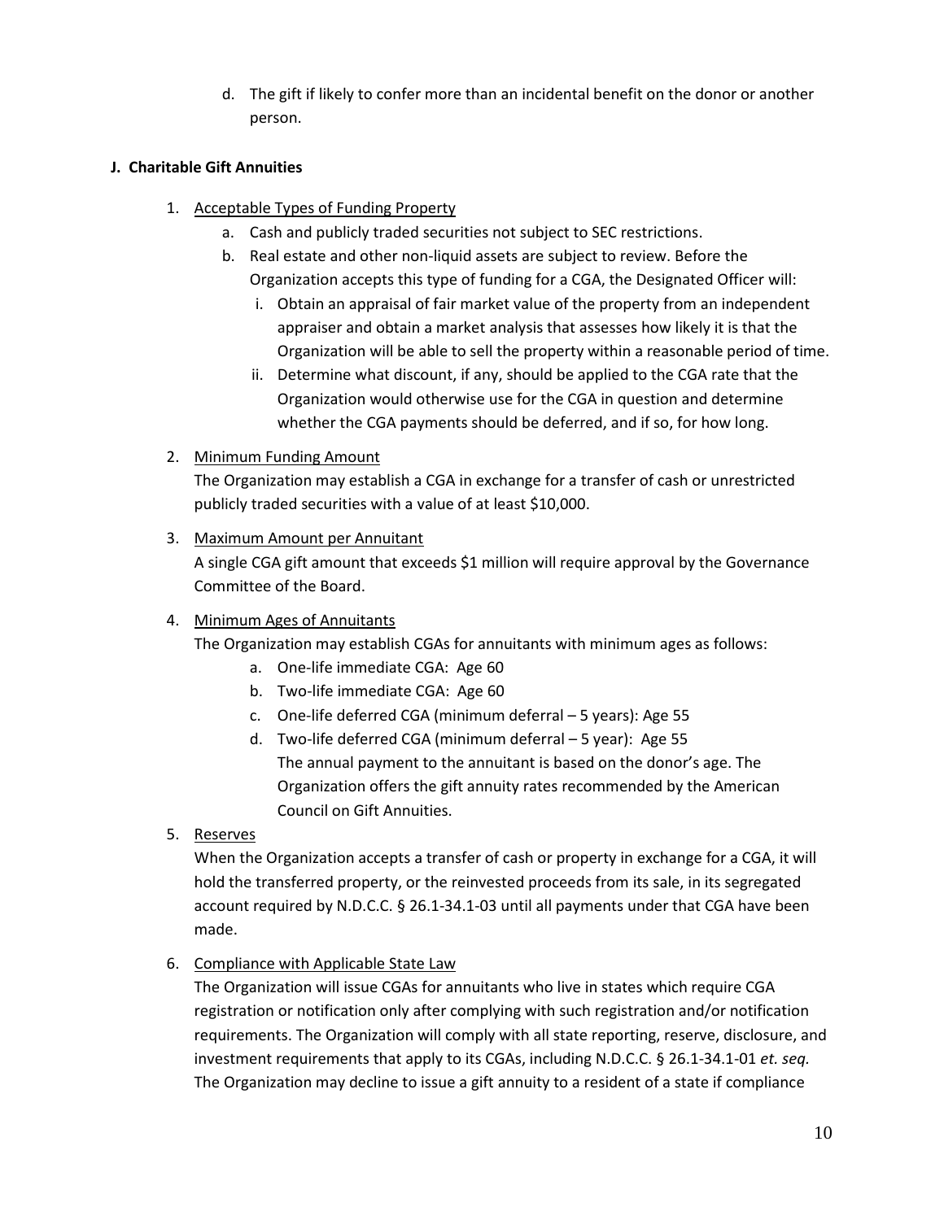d. The gift if likely to confer more than an incidental benefit on the donor or another person.

**J. Charitable Gift Annuities**

1. Acceptable Types of Funding Property
   a. Cash and publicly traded securities not subject to SEC restrictions.
   b. Real estate and other non-liquid assets are subject to review. Before the Organization accepts this type of funding for a CGA, the Designated Officer will:
      i. Obtain an appraisal of fair market value of the property from an independent appraiser and obtain a market analysis that assesses how likely it is that the Organization will be able to sell the property within a reasonable period of time.
      ii. Determine what discount, if any, should be applied to the CGA rate that the Organization would otherwise use for the CGA in question and determine whether the CGA payments should be deferred, and if so, for how long.

2. Minimum Funding Amount
   The Organization may establish a CGA in exchange for a transfer of cash or unrestricted publicly traded securities with a value of at least $10,000.

3. Maximum Amount per Annuitant
   A single CGA gift amount that exceeds $1 million will require approval by the Governance Committee of the Board.

4. Minimum Ages of Annuitants
   The Organization may establish CGAs for annuitants with minimum ages as follows:
   a. One-life immediate CGA: Age 60
   b. Two-life immediate CGA: Age 60
   c. One-life deferred CGA (minimum deferral – 5 years): Age 55
   d. Two-life deferred CGA (minimum deferral – 5 year): Age 55
      The annual payment to the annuitant is based on the donor's age. The Organization offers the gift annuity rates recommended by the American Council on Gift Annuities.

5. Reserves
   When the Organization accepts a transfer of cash or property in exchange for a CGA, it will hold the transferred property, or the reinvested proceeds from its sale, in its segregated account required by N.D.C.C. § 26.1-34.1-03 until all payments under that CGA have been made.

6. Compliance with Applicable State Law
   The Organization will issue CGAs for annuitants who live in states which require CGA registration or notification only after complying with such registration and/or notification requirements. The Organization will comply with all state reporting, reserve, disclosure, and investment requirements that apply to its CGAs, including N.D.C.C. § 26.1-34.1-01 *et. seq.* The Organization may decline to issue a gift annuity to a resident of a state if compliance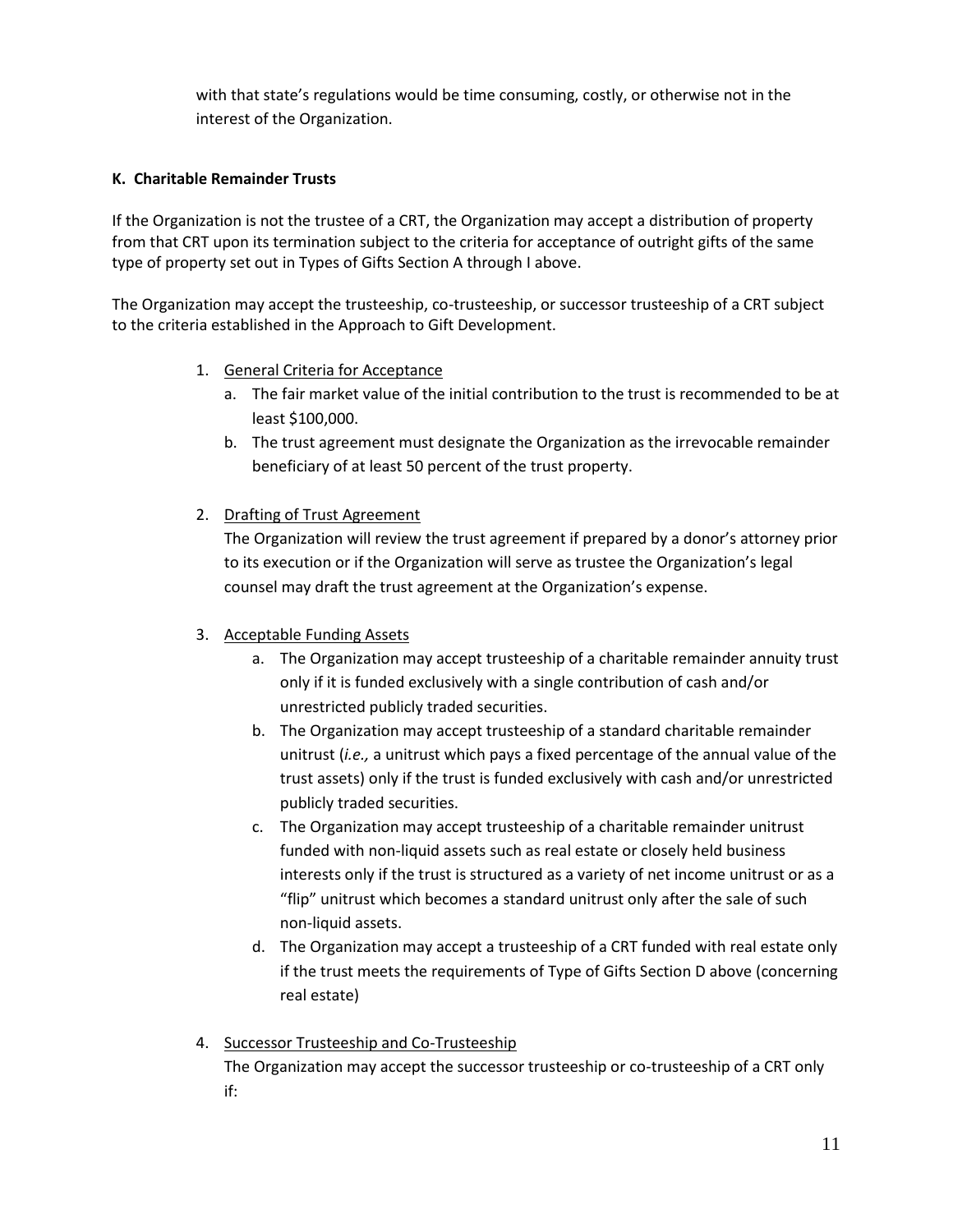with that state's regulations would be time consuming, costly, or otherwise not in the interest of the Organization.

**K. Charitable Remainder Trusts**

If the Organization is not the trustee of a CRT, the Organization may accept a distribution of property from that CRT upon its termination subject to the criteria for acceptance of outright gifts of the same type of property set out in Types of Gifts Section A through I above.

The Organization may accept the trusteeship, co-trusteeship, or successor trusteeship of a CRT subject to the criteria established in the Approach to Gift Development.

1. General Criteria for Acceptance
   a. The fair market value of the initial contribution to the trust is recommended to be at least $100,000.
   b. The trust agreement must designate the Organization as the irrevocable remainder beneficiary of at least 50 percent of the trust property.

2. Drafting of Trust Agreement
   The Organization will review the trust agreement if prepared by a donor's attorney prior to its execution or if the Organization will serve as trustee the Organization's legal counsel may draft the trust agreement at the Organization's expense.

3. Acceptable Funding Assets
   a. The Organization may accept trusteeship of a charitable remainder annuity trust only if it is funded exclusively with a single contribution of cash and/or unrestricted publicly traded securities.
   b. The Organization may accept trusteeship of a standard charitable remainder unitrust (*i.e.,* a unitrust which pays a fixed percentage of the annual value of the trust assets) only if the trust is funded exclusively with cash and/or unrestricted publicly traded securities.
   c. The Organization may accept trusteeship of a charitable remainder unitrust funded with non-liquid assets such as real estate or closely held business interests only if the trust is structured as a variety of net income unitrust or as a "flip" unitrust which becomes a standard unitrust only after the sale of such non-liquid assets.
   d. The Organization may accept a trusteeship of a CRT funded with real estate only if the trust meets the requirements of Type of Gifts Section D above (concerning real estate)

4. Successor Trusteeship and Co-Trusteeship
   The Organization may accept the successor trusteeship or co-trusteeship of a CRT only if: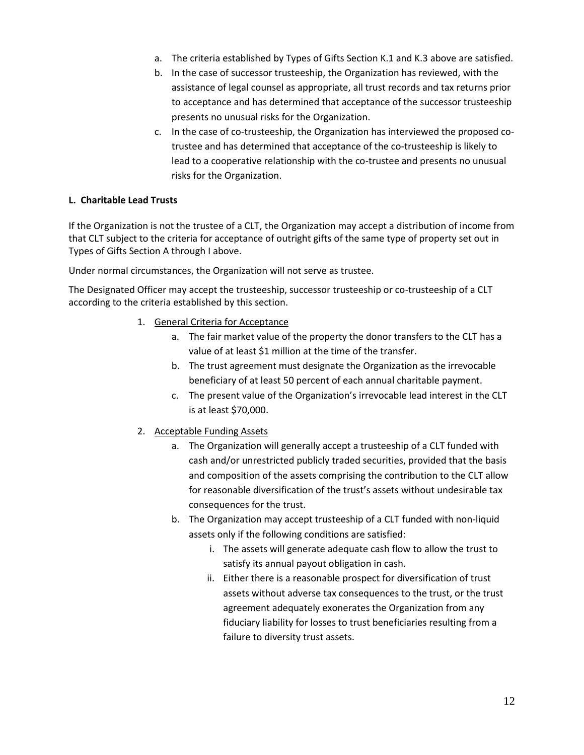a. The criteria established by Types of Gifts Section K.1 and K.3 above are satisfied.
b. In the case of successor trusteeship, the Organization has reviewed, with the assistance of legal counsel as appropriate, all trust records and tax returns prior to acceptance and has determined that acceptance of the successor trusteeship presents no unusual risks for the Organization.
c. In the case of co-trusteeship, the Organization has interviewed the proposed co-trustee and has determined that acceptance of the co-trusteeship is likely to lead to a cooperative relationship with the co-trustee and presents no unusual risks for the Organization.

**L. Charitable Lead Trusts**

If the Organization is not the trustee of a CLT, the Organization may accept a distribution of income from that CLT subject to the criteria for acceptance of outright gifts of the same type of property set out in Types of Gifts Section A through I above.

Under normal circumstances, the Organization will not serve as trustee.

The Designated Officer may accept the trusteeship, successor trusteeship or co-trusteeship of a CLT according to the criteria established by this section.

1. General Criteria for Acceptance
    a. The fair market value of the property the donor transfers to the CLT has a value of at least $1 million at the time of the transfer.
    b. The trust agreement must designate the Organization as the irrevocable beneficiary of at least 50 percent of each annual charitable payment.
    c. The present value of the Organization's irrevocable lead interest in the CLT is at least $70,000.
2. Acceptable Funding Assets
    a. The Organization will generally accept a trusteeship of a CLT funded with cash and/or unrestricted publicly traded securities, provided that the basis and composition of the assets comprising the contribution to the CLT allow for reasonable diversification of the trust's assets without undesirable tax consequences for the trust.
    b. The Organization may accept trusteeship of a CLT funded with non-liquid assets only if the following conditions are satisfied:
        i. The assets will generate adequate cash flow to allow the trust to satisfy its annual payout obligation in cash.
        ii. Either there is a reasonable prospect for diversification of trust assets without adverse tax consequences to the trust, or the trust agreement adequately exonerates the Organization from any fiduciary liability for losses to trust beneficiaries resulting from a failure to diversity trust assets.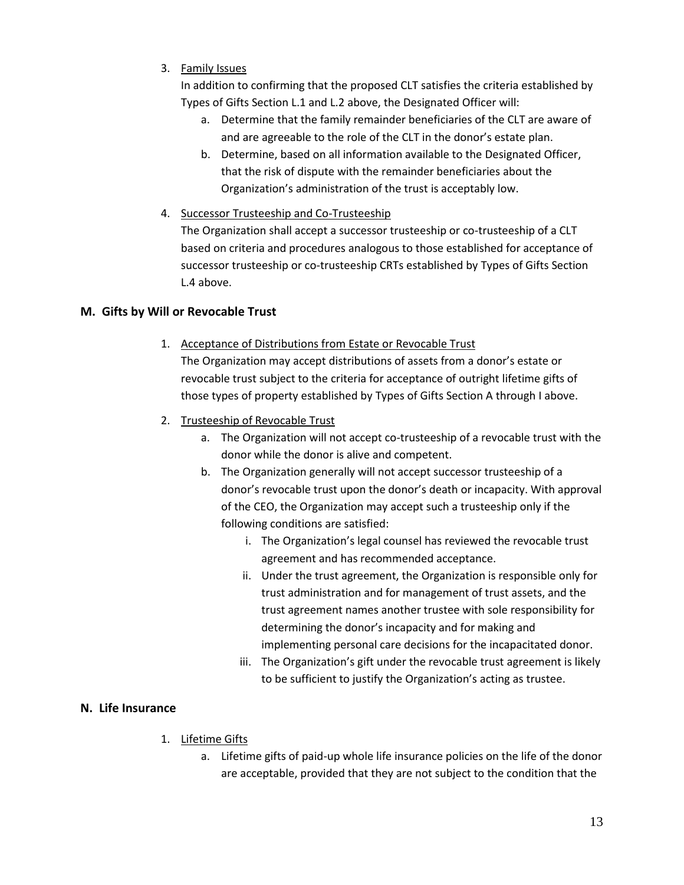3. <u>Family Issues</u>

   In addition to confirming that the proposed CLT satisfies the criteria established by Types of Gifts Section L.1 and L.2 above, the Designated Officer will:

   a. Determine that the family remainder beneficiaries of the CLT are aware of and are agreeable to the role of the CLT in the donor's estate plan.
   b. Determine, based on all information available to the Designated Officer, that the risk of dispute with the remainder beneficiaries about the Organization's administration of the trust is acceptably low.

4. <u>Successor Trusteeship and Co-Trusteeship</u>

   The Organization shall accept a successor trusteeship or co-trusteeship of a CLT based on criteria and procedures analogous to those established for acceptance of successor trusteeship or co-trusteeship CRTs established by Types of Gifts Section L.4 above.

## M. Gifts by Will or Revocable Trust

1. <u>Acceptance of Distributions from Estate or Revocable Trust</u>

   The Organization may accept distributions of assets from a donor's estate or revocable trust subject to the criteria for acceptance of outright lifetime gifts of those types of property established by Types of Gifts Section A through I above.

2. <u>Trusteeship of Revocable Trust</u>

   a. The Organization will not accept co-trusteeship of a revocable trust with the donor while the donor is alive and competent.
   b. The Organization generally will not accept successor trusteeship of a donor's revocable trust upon the donor's death or incapacity. With approval of the CEO, the Organization may accept such a trusteeship only if the following conditions are satisfied:
      i. The Organization's legal counsel has reviewed the revocable trust agreement and has recommended acceptance.
      ii. Under the trust agreement, the Organization is responsible only for trust administration and for management of trust assets, and the trust agreement names another trustee with sole responsibility for determining the donor's incapacity and for making and implementing personal care decisions for the incapacitated donor.
      iii. The Organization's gift under the revocable trust agreement is likely to be sufficient to justify the Organization's acting as trustee.

## N. Life Insurance

1. <u>Lifetime Gifts</u>

   a. Lifetime gifts of paid-up whole life insurance policies on the life of the donor are acceptable, provided that they are not subject to the condition that the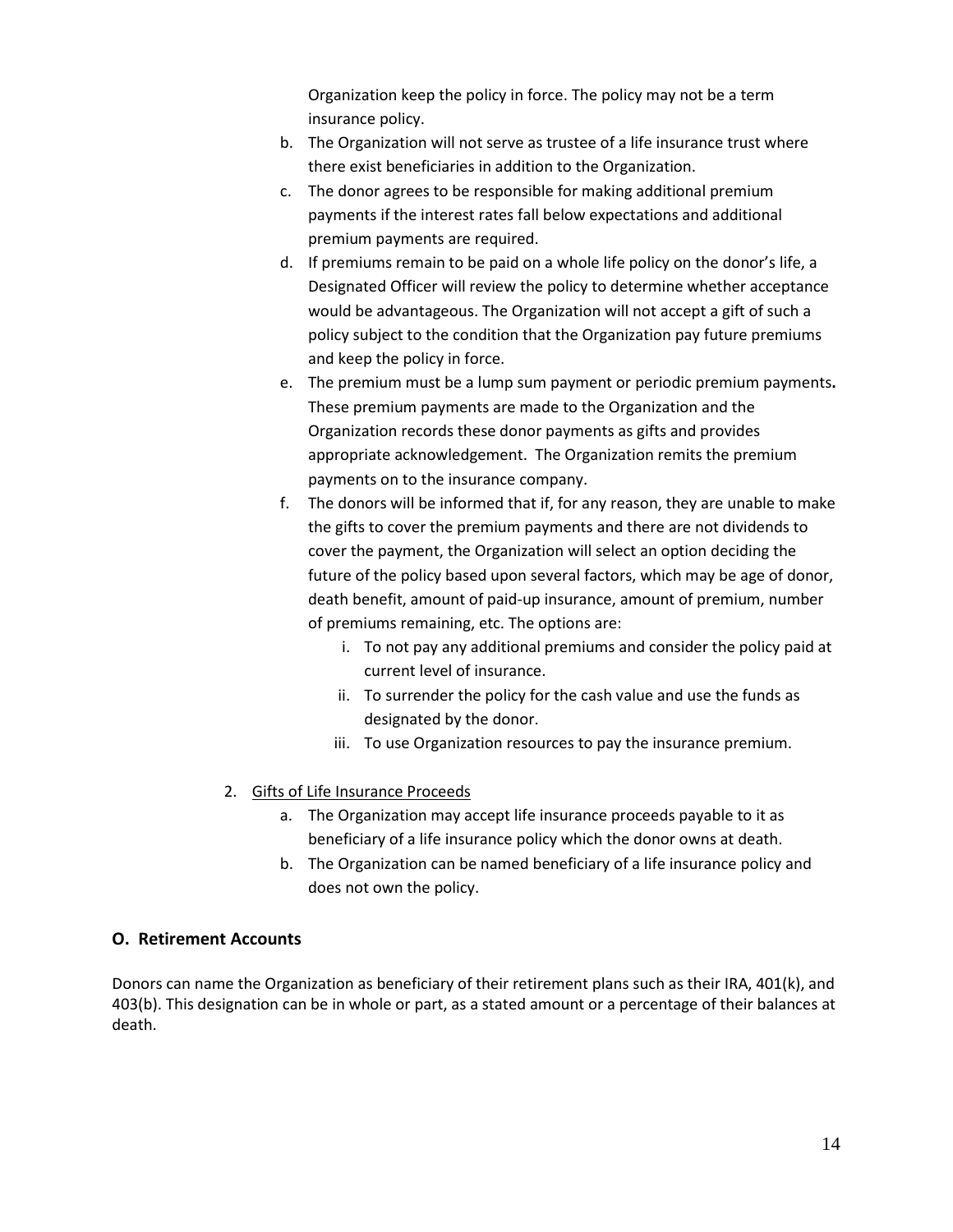Organization keep the policy in force. The policy may not be a term insurance policy.

b. The Organization will not serve as trustee of a life insurance trust where there exist beneficiaries in addition to the Organization.
c. The donor agrees to be responsible for making additional premium payments if the interest rates fall below expectations and additional premium payments are required.
d. If premiums remain to be paid on a whole life policy on the donor's life, a Designated Officer will review the policy to determine whether acceptance would be advantageous. The Organization will not accept a gift of such a policy subject to the condition that the Organization pay future premiums and keep the policy in force.
e. The premium must be a lump sum payment or periodic premium payments**.** These premium payments are made to the Organization and the Organization records these donor payments as gifts and provides appropriate acknowledgement. The Organization remits the premium payments on to the insurance company.
f. The donors will be informed that if, for any reason, they are unable to make the gifts to cover the premium payments and there are not dividends to cover the payment, the Organization will select an option deciding the future of the policy based upon several factors, which may be age of donor, death benefit, amount of paid-up insurance, amount of premium, number of premiums remaining, etc. The options are:
    i. To not pay any additional premiums and consider the policy paid at current level of insurance.
    ii. To surrender the policy for the cash value and use the funds as designated by the donor.
    iii. To use Organization resources to pay the insurance premium.

2. <u>Gifts of Life Insurance Proceeds</u>
    a. The Organization may accept life insurance proceeds payable to it as beneficiary of a life insurance policy which the donor owns at death.
    b. The Organization can be named beneficiary of a life insurance policy and does not own the policy.

### O. Retirement Accounts

Donors can name the Organization as beneficiary of their retirement plans such as their IRA, 401(k), and 403(b). This designation can be in whole or part, as a stated amount or a percentage of their balances at death.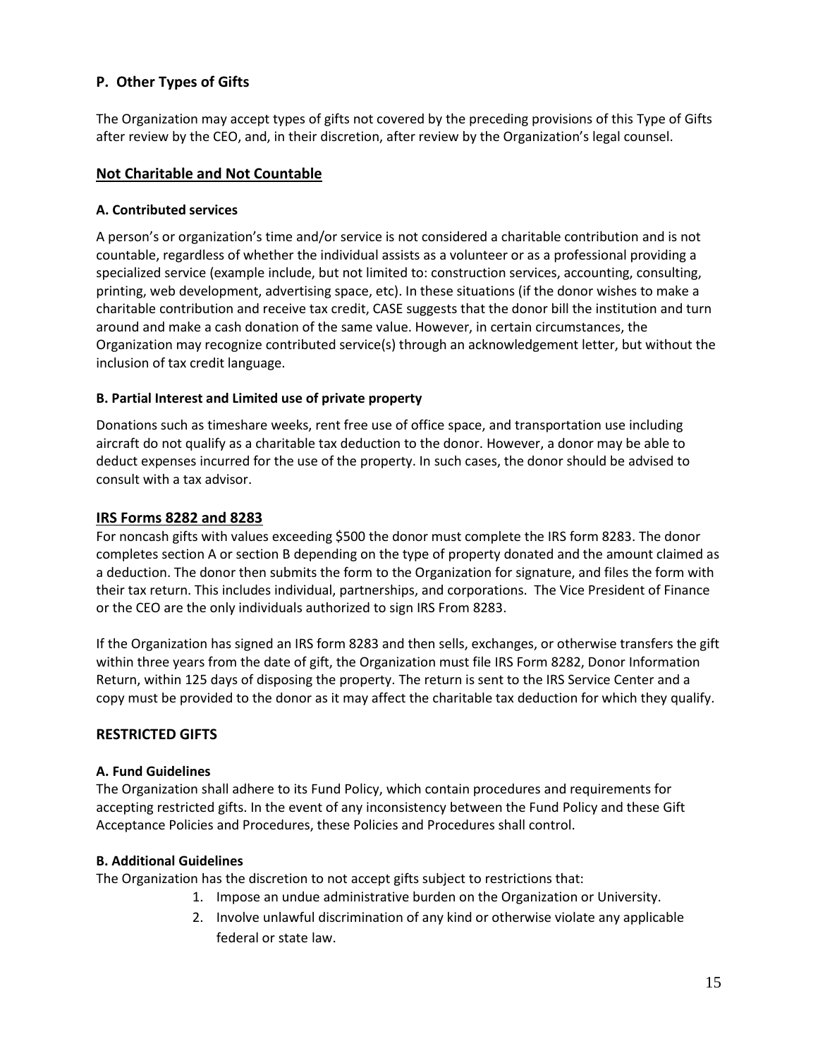### P. Other Types of Gifts

The Organization may accept types of gifts not covered by the preceding provisions of this Type of Gifts after review by the CEO, and, in their discretion, after review by the Organization's legal counsel.

## Not Charitable and Not Countable

#### A. Contributed services

A person's or organization's time and/or service is not considered a charitable contribution and is not countable, regardless of whether the individual assists as a volunteer or as a professional providing a specialized service (example include, but not limited to: construction services, accounting, consulting, printing, web development, advertising space, etc). In these situations (if the donor wishes to make a charitable contribution and receive tax credit, CASE suggests that the donor bill the institution and turn around and make a cash donation of the same value. However, in certain circumstances, the Organization may recognize contributed service(s) through an acknowledgement letter, but without the inclusion of tax credit language.

#### B. Partial Interest and Limited use of private property

Donations such as timeshare weeks, rent free use of office space, and transportation use including aircraft do not qualify as a charitable tax deduction to the donor. However, a donor may be able to deduct expenses incurred for the use of the property. In such cases, the donor should be advised to consult with a tax advisor.

## IRS Forms 8282 and 8283

For noncash gifts with values exceeding $500 the donor must complete the IRS form 8283. The donor completes section A or section B depending on the type of property donated and the amount claimed as a deduction. The donor then submits the form to the Organization for signature, and files the form with their tax return. This includes individual, partnerships, and corporations. The Vice President of Finance or the CEO are the only individuals authorized to sign IRS From 8283.

If the Organization has signed an IRS form 8283 and then sells, exchanges, or otherwise transfers the gift within three years from the date of gift, the Organization must file IRS Form 8282, Donor Information Return, within 125 days of disposing the property. The return is sent to the IRS Service Center and a copy must be provided to the donor as it may affect the charitable tax deduction for which they qualify.

### RESTRICTED GIFTS

#### A. Fund Guidelines

The Organization shall adhere to its Fund Policy, which contain procedures and requirements for accepting restricted gifts. In the event of any inconsistency between the Fund Policy and these Gift Acceptance Policies and Procedures, these Policies and Procedures shall control.

#### B. Additional Guidelines

The Organization has the discretion to not accept gifts subject to restrictions that:

1. Impose an undue administrative burden on the Organization or University.
2. Involve unlawful discrimination of any kind or otherwise violate any applicable federal or state law.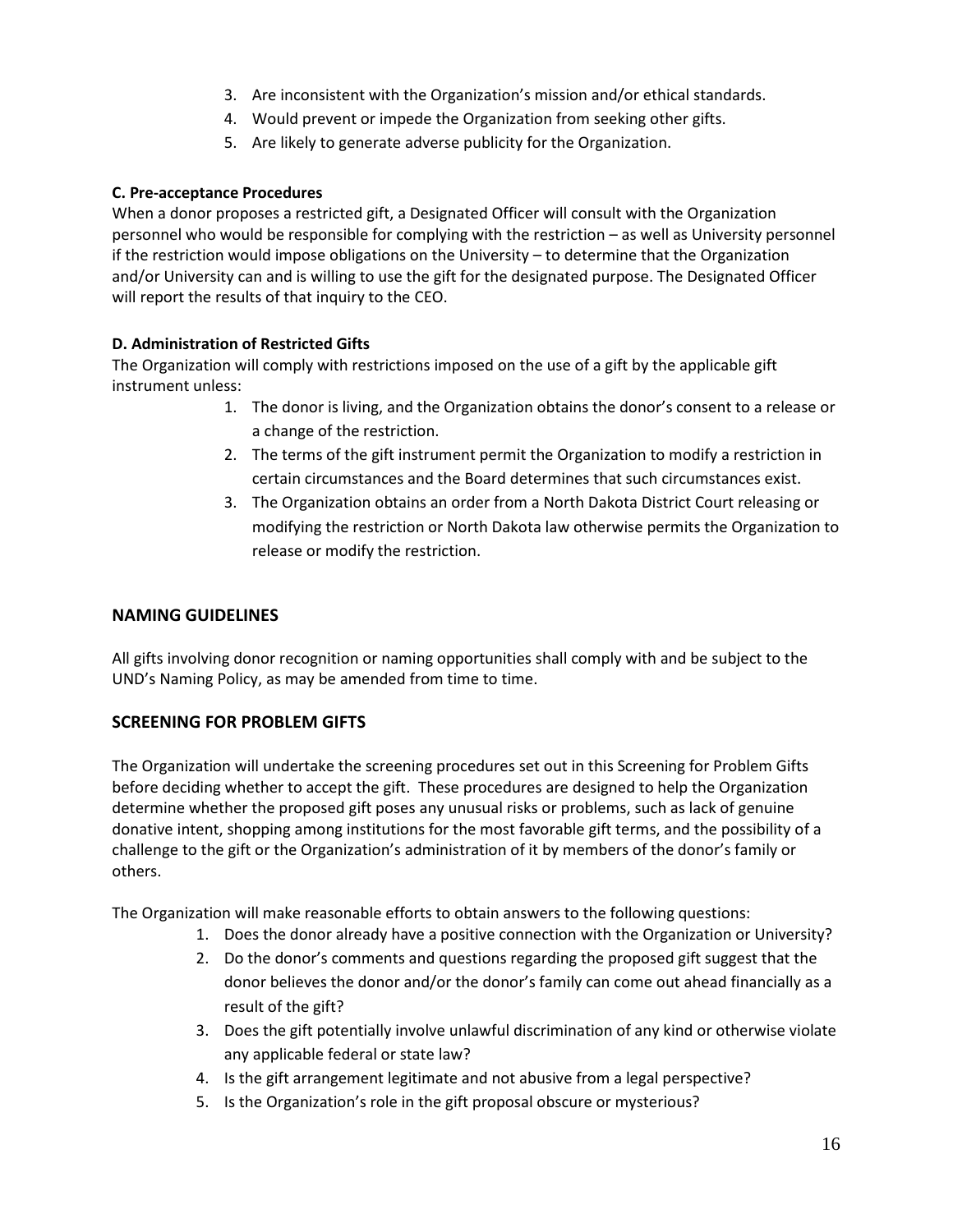3. Are inconsistent with the Organization's mission and/or ethical standards.
4. Would prevent or impede the Organization from seeking other gifts.
5. Are likely to generate adverse publicity for the Organization.

**C. Pre-acceptance Procedures**

When a donor proposes a restricted gift, a Designated Officer will consult with the Organization personnel who would be responsible for complying with the restriction – as well as University personnel if the restriction would impose obligations on the University – to determine that the Organization and/or University can and is willing to use the gift for the designated purpose. The Designated Officer will report the results of that inquiry to the CEO.

**D. Administration of Restricted Gifts**

The Organization will comply with restrictions imposed on the use of a gift by the applicable gift instrument unless:

1. The donor is living, and the Organization obtains the donor's consent to a release or a change of the restriction.
2. The terms of the gift instrument permit the Organization to modify a restriction in certain circumstances and the Board determines that such circumstances exist.
3. The Organization obtains an order from a North Dakota District Court releasing or modifying the restriction or North Dakota law otherwise permits the Organization to release or modify the restriction.

## NAMING GUIDELINES

All gifts involving donor recognition or naming opportunities shall comply with and be subject to the UND's Naming Policy, as may be amended from time to time.

## SCREENING FOR PROBLEM GIFTS

The Organization will undertake the screening procedures set out in this Screening for Problem Gifts before deciding whether to accept the gift. These procedures are designed to help the Organization determine whether the proposed gift poses any unusual risks or problems, such as lack of genuine donative intent, shopping among institutions for the most favorable gift terms, and the possibility of a challenge to the gift or the Organization's administration of it by members of the donor's family or others.

The Organization will make reasonable efforts to obtain answers to the following questions:

1. Does the donor already have a positive connection with the Organization or University?
2. Do the donor's comments and questions regarding the proposed gift suggest that the donor believes the donor and/or the donor's family can come out ahead financially as a result of the gift?
3. Does the gift potentially involve unlawful discrimination of any kind or otherwise violate any applicable federal or state law?
4. Is the gift arrangement legitimate and not abusive from a legal perspective?
5. Is the Organization's role in the gift proposal obscure or mysterious?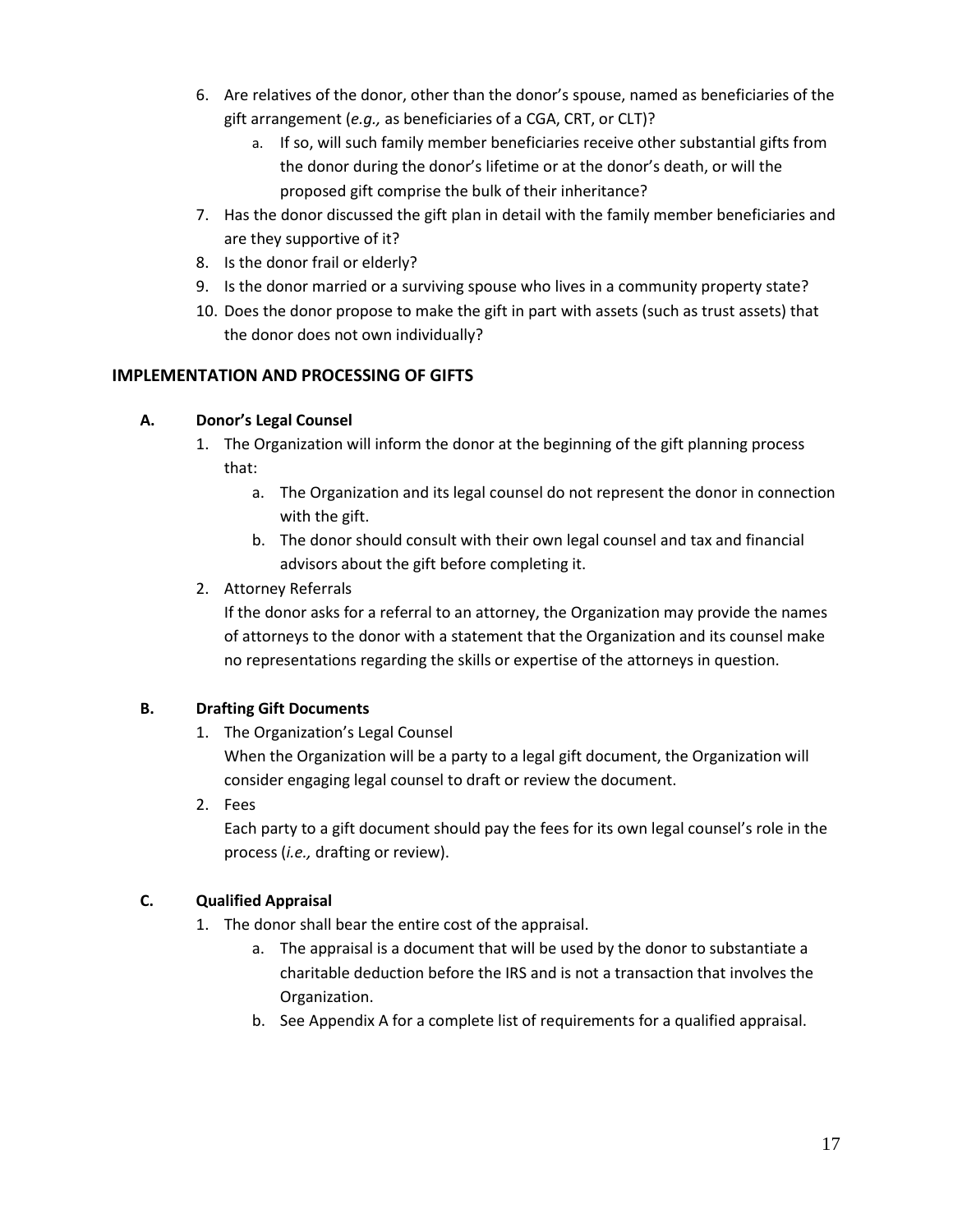6. Are relatives of the donor, other than the donor's spouse, named as beneficiaries of the gift arrangement (*e.g.,* as beneficiaries of a CGA, CRT, or CLT)?
   a. If so, will such family member beneficiaries receive other substantial gifts from the donor during the donor's lifetime or at the donor's death, or will the proposed gift comprise the bulk of their inheritance?
7. Has the donor discussed the gift plan in detail with the family member beneficiaries and are they supportive of it?
8. Is the donor frail or elderly?
9. Is the donor married or a surviving spouse who lives in a community property state?
10. Does the donor propose to make the gift in part with assets (such as trust assets) that the donor does not own individually?

## IMPLEMENTATION AND PROCESSING OF GIFTS

### A. Donor's Legal Counsel

1. The Organization will inform the donor at the beginning of the gift planning process that:
   a. The Organization and its legal counsel do not represent the donor in connection with the gift.
   b. The donor should consult with their own legal counsel and tax and financial advisors about the gift before completing it.
2. Attorney Referrals

   If the donor asks for a referral to an attorney, the Organization may provide the names of attorneys to the donor with a statement that the Organization and its counsel make no representations regarding the skills or expertise of the attorneys in question.

### B. Drafting Gift Documents

1. The Organization's Legal Counsel

   When the Organization will be a party to a legal gift document, the Organization will consider engaging legal counsel to draft or review the document.
2. Fees

   Each party to a gift document should pay the fees for its own legal counsel's role in the process (*i.e.,* drafting or review).

### C. Qualified Appraisal

1. The donor shall bear the entire cost of the appraisal.
   a. The appraisal is a document that will be used by the donor to substantiate a charitable deduction before the IRS and is not a transaction that involves the Organization.
   b. See Appendix A for a complete list of requirements for a qualified appraisal.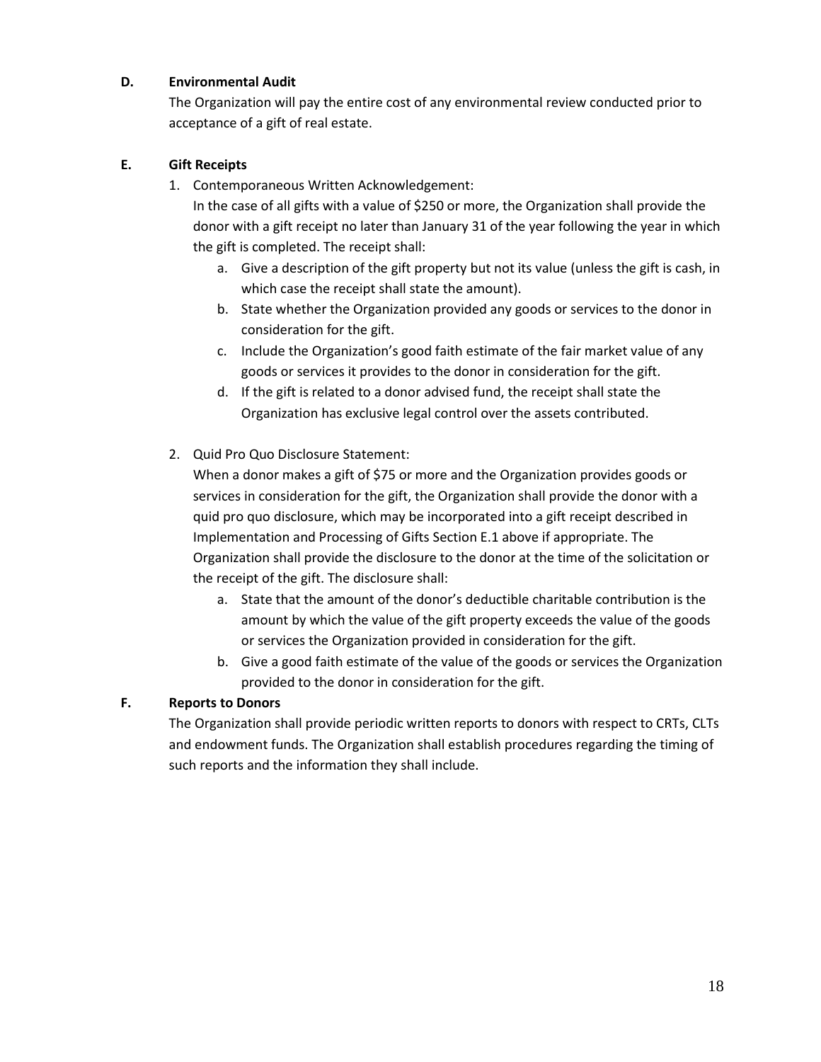**D. Environmental Audit**

The Organization will pay the entire cost of any environmental review conducted prior to acceptance of a gift of real estate.

**E. Gift Receipts**

1. Contemporaneous Written Acknowledgement:

   In the case of all gifts with a value of $250 or more, the Organization shall provide the donor with a gift receipt no later than January 31 of the year following the year in which the gift is completed. The receipt shall:

   a. Give a description of the gift property but not its value (unless the gift is cash, in which case the receipt shall state the amount).

   b. State whether the Organization provided any goods or services to the donor in consideration for the gift.

   c. Include the Organization's good faith estimate of the fair market value of any goods or services it provides to the donor in consideration for the gift.

   d. If the gift is related to a donor advised fund, the receipt shall state the Organization has exclusive legal control over the assets contributed.

2. Quid Pro Quo Disclosure Statement:

   When a donor makes a gift of $75 or more and the Organization provides goods or services in consideration for the gift, the Organization shall provide the donor with a quid pro quo disclosure, which may be incorporated into a gift receipt described in Implementation and Processing of Gifts Section E.1 above if appropriate. The Organization shall provide the disclosure to the donor at the time of the solicitation or the receipt of the gift. The disclosure shall:

   a. State that the amount of the donor's deductible charitable contribution is the amount by which the value of the gift property exceeds the value of the goods or services the Organization provided in consideration for the gift.

   b. Give a good faith estimate of the value of the goods or services the Organization provided to the donor in consideration for the gift.

**F. Reports to Donors**

The Organization shall provide periodic written reports to donors with respect to CRTs, CLTs and endowment funds. The Organization shall establish procedures regarding the timing of such reports and the information they shall include.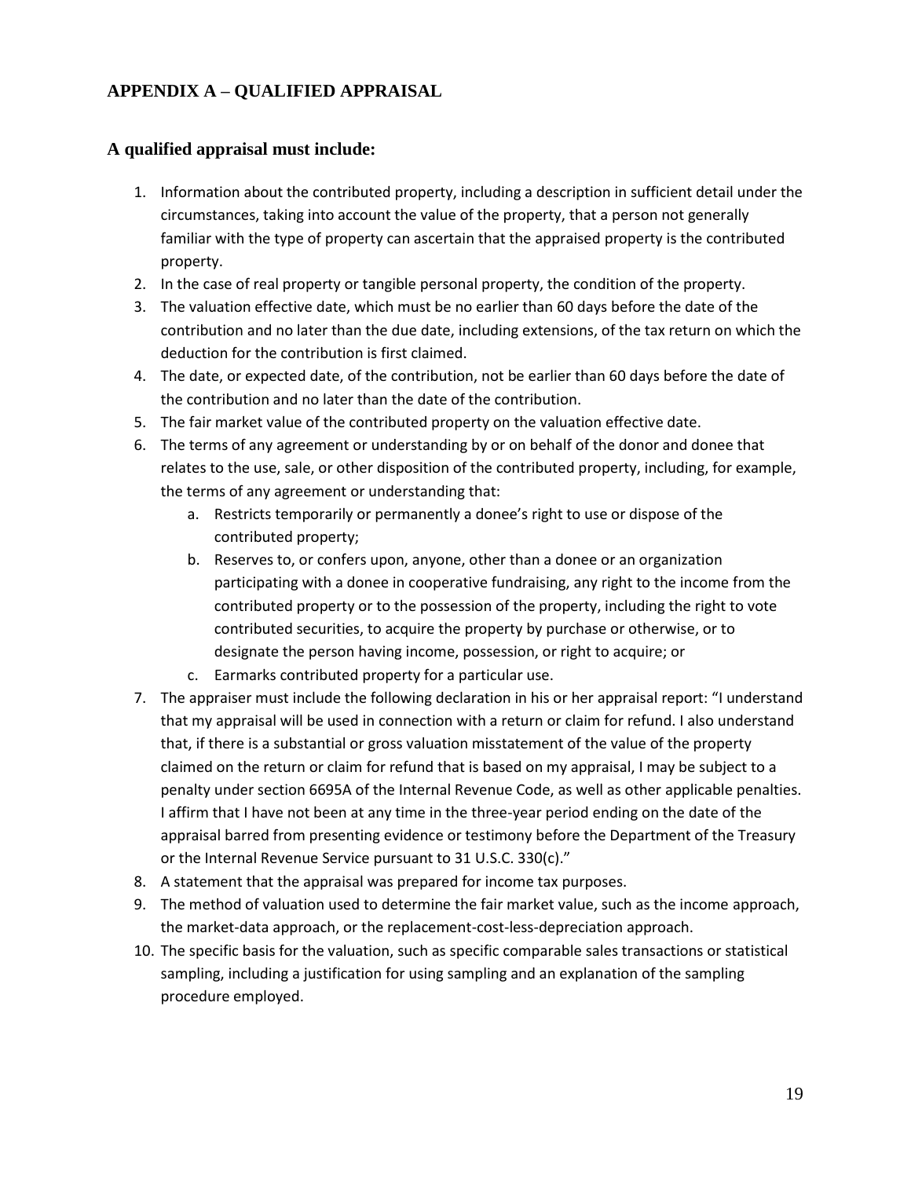## APPENDIX A – QUALIFIED APPRAISAL

### A qualified appraisal must include:

1. Information about the contributed property, including a description in sufficient detail under the circumstances, taking into account the value of the property, that a person not generally familiar with the type of property can ascertain that the appraised property is the contributed property.
2. In the case of real property or tangible personal property, the condition of the property.
3. The valuation effective date, which must be no earlier than 60 days before the date of the contribution and no later than the due date, including extensions, of the tax return on which the deduction for the contribution is first claimed.
4. The date, or expected date, of the contribution, not be earlier than 60 days before the date of the contribution and no later than the date of the contribution.
5. The fair market value of the contributed property on the valuation effective date.
6. The terms of any agreement or understanding by or on behalf of the donor and donee that relates to the use, sale, or other disposition of the contributed property, including, for example, the terms of any agreement or understanding that:
   a. Restricts temporarily or permanently a donee's right to use or dispose of the contributed property;
   b. Reserves to, or confers upon, anyone, other than a donee or an organization participating with a donee in cooperative fundraising, any right to the income from the contributed property or to the possession of the property, including the right to vote contributed securities, to acquire the property by purchase or otherwise, or to designate the person having income, possession, or right to acquire; or
   c. Earmarks contributed property for a particular use.
7. The appraiser must include the following declaration in his or her appraisal report: "I understand that my appraisal will be used in connection with a return or claim for refund. I also understand that, if there is a substantial or gross valuation misstatement of the value of the property claimed on the return or claim for refund that is based on my appraisal, I may be subject to a penalty under section 6695A of the Internal Revenue Code, as well as other applicable penalties. I affirm that I have not been at any time in the three-year period ending on the date of the appraisal barred from presenting evidence or testimony before the Department of the Treasury or the Internal Revenue Service pursuant to 31 U.S.C. 330(c)."
8. A statement that the appraisal was prepared for income tax purposes.
9. The method of valuation used to determine the fair market value, such as the income approach, the market-data approach, or the replacement-cost-less-depreciation approach.
10. The specific basis for the valuation, such as specific comparable sales transactions or statistical sampling, including a justification for using sampling and an explanation of the sampling procedure employed.